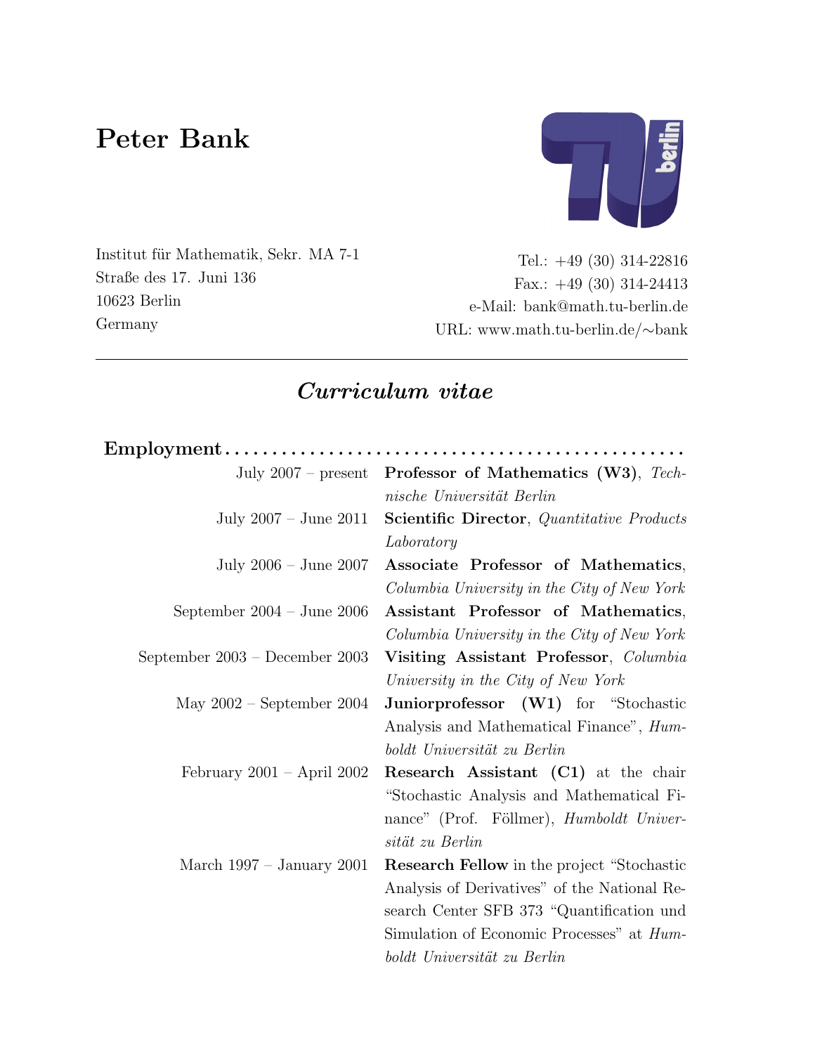# Peter Bank

Institut für Mathematik, Sekr. MA 7-1
Straße des 17. Juni 136
10623 Berlin
Germany

Tel.: +49 (30) 314-22816
Fax.: +49 (30) 314-24413
e-Mail: bank@math.tu-berlin.de
URL: www.math.tu-berlin.de/∼bank

---

## *Curriculum vitae*

### Employment

| | |
|---|---|
| July 2007 – present | **Professor of Mathematics (W3)**, *Technische Universität Berlin* |
| July 2007 – June 2011 | **Scientific Director**, *Quantitative Products Laboratory* |
| July 2006 – June 2007 | **Associate Professor of Mathematics**, *Columbia University in the City of New York* |
| September 2004 – June 2006 | **Assistant Professor of Mathematics**, *Columbia University in the City of New York* |
| September 2003 – December 2003 | **Visiting Assistant Professor**, *Columbia University in the City of New York* |
| May 2002 – September 2004 | **Juniorprofessor (W1)** for "Stochastic Analysis and Mathematical Finance", *Humboldt Universität zu Berlin* |
| February 2001 – April 2002 | **Research Assistant (C1)** at the chair "Stochastic Analysis and Mathematical Finance" (Prof. Föllmer), *Humboldt Universität zu Berlin* |
| March 1997 – January 2001 | **Research Fellow** in the project "Stochastic Analysis of Derivatives" of the National Research Center SFB 373 "Quantification und Simulation of Economic Processes" at *Humboldt Universität zu Berlin* |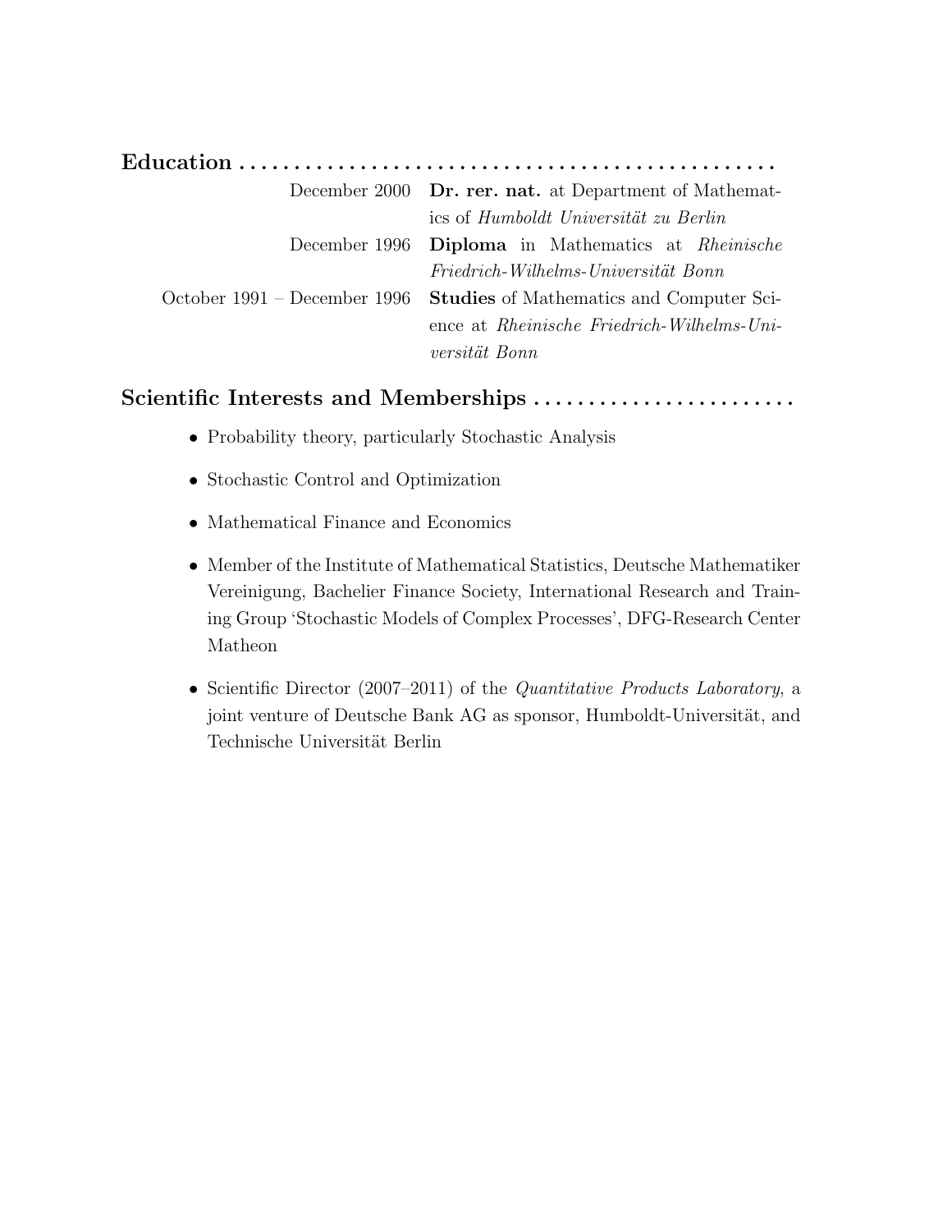## Education

| | |
|---|---|
| December 2000 | **Dr. rer. nat.** at Department of Mathematics of *Humboldt Universität zu Berlin* |
| December 1996 | **Diploma** in Mathematics at *Rheinische Friedrich-Wilhelms-Universität Bonn* |
| October 1991 – December 1996 | **Studies** of Mathematics and Computer Science at *Rheinische Friedrich-Wilhelms-Universität Bonn* |

## Scientific Interests and Memberships

- Probability theory, particularly Stochastic Analysis
- Stochastic Control and Optimization
- Mathematical Finance and Economics
- Member of the Institute of Mathematical Statistics, Deutsche Mathematiker Vereinigung, Bachelier Finance Society, International Research and Training Group 'Stochastic Models of Complex Processes', DFG-Research Center Matheon
- Scientific Director (2007–2011) of the *Quantitative Products Laboratory*, a joint venture of Deutsche Bank AG as sponsor, Humboldt-Universität, and Technische Universität Berlin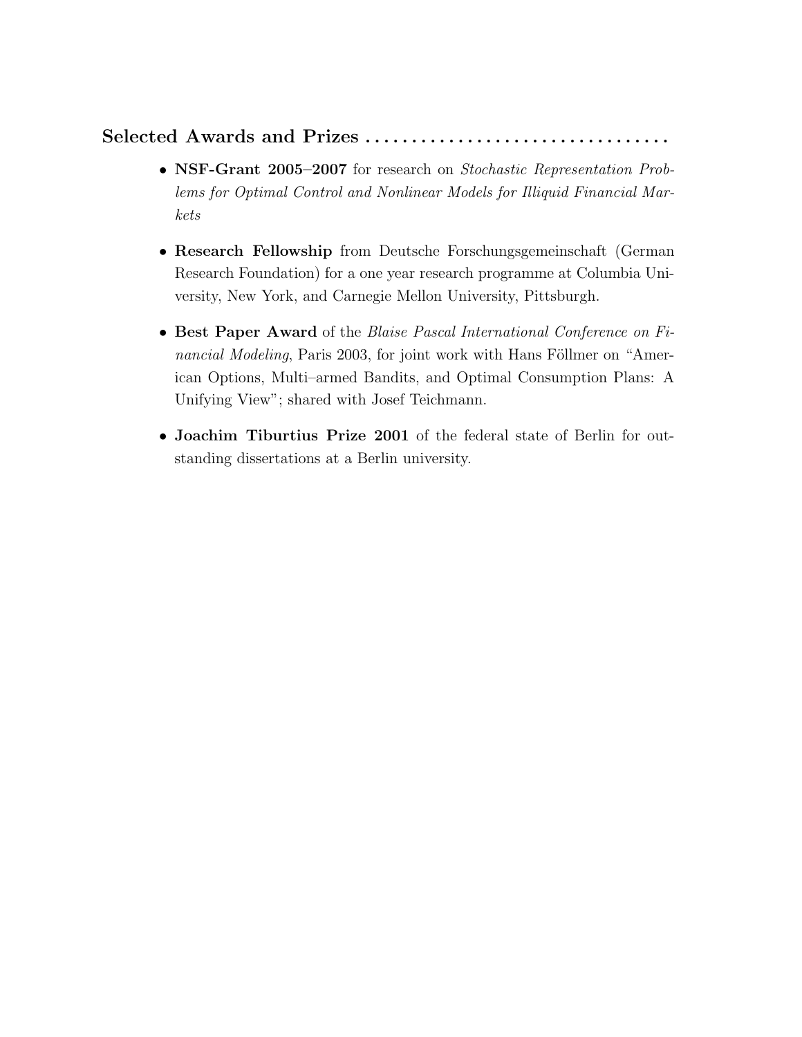## Selected Awards and Prizes

- **NSF-Grant 2005–2007** for research on *Stochastic Representation Problems for Optimal Control and Nonlinear Models for Illiquid Financial Markets*

- **Research Fellowship** from Deutsche Forschungsgemeinschaft (German Research Foundation) for a one year research programme at Columbia University, New York, and Carnegie Mellon University, Pittsburgh.

- **Best Paper Award** of the *Blaise Pascal International Conference on Financial Modeling*, Paris 2003, for joint work with Hans Föllmer on "American Options, Multi–armed Bandits, and Optimal Consumption Plans: A Unifying View"; shared with Josef Teichmann.

- **Joachim Tiburtius Prize 2001** of the federal state of Berlin for outstanding dissertations at a Berlin university.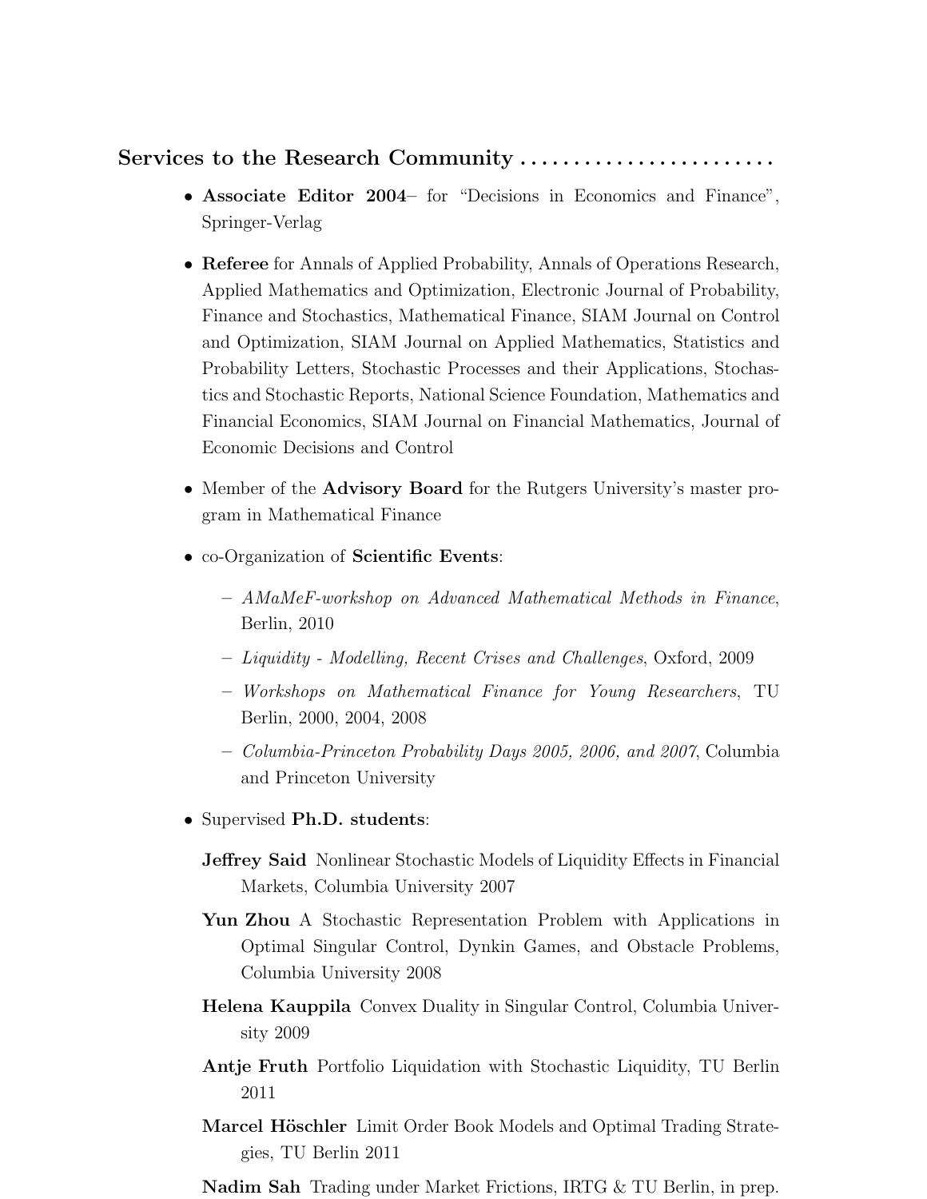## Services to the Research Community

- **Associate Editor 2004**– for "Decisions in Economics and Finance", Springer-Verlag
- **Referee** for Annals of Applied Probability, Annals of Operations Research, Applied Mathematics and Optimization, Electronic Journal of Probability, Finance and Stochastics, Mathematical Finance, SIAM Journal on Control and Optimization, SIAM Journal on Applied Mathematics, Statistics and Probability Letters, Stochastic Processes and their Applications, Stochastics and Stochastic Reports, National Science Foundation, Mathematics and Financial Economics, SIAM Journal on Financial Mathematics, Journal of Economic Decisions and Control
- Member of the **Advisory Board** for the Rutgers University's master program in Mathematical Finance
- co-Organization of **Scientific Events**:
  - *AMaMeF-workshop on Advanced Mathematical Methods in Finance*, Berlin, 2010
  - *Liquidity - Modelling, Recent Crises and Challenges*, Oxford, 2009
  - *Workshops on Mathematical Finance for Young Researchers*, TU Berlin, 2000, 2004, 2008
  - *Columbia-Princeton Probability Days 2005, 2006, and 2007*, Columbia and Princeton University
- Supervised **Ph.D. students**:

  **Jeffrey Said** Nonlinear Stochastic Models of Liquidity Effects in Financial Markets, Columbia University 2007

  **Yun Zhou** A Stochastic Representation Problem with Applications in Optimal Singular Control, Dynkin Games, and Obstacle Problems, Columbia University 2008

  **Helena Kauppila** Convex Duality in Singular Control, Columbia University 2009

  **Antje Fruth** Portfolio Liquidation with Stochastic Liquidity, TU Berlin 2011

  **Marcel Höschler** Limit Order Book Models and Optimal Trading Strategies, TU Berlin 2011

  **Nadim Sah** Trading under Market Frictions, IRTG & TU Berlin, in prep.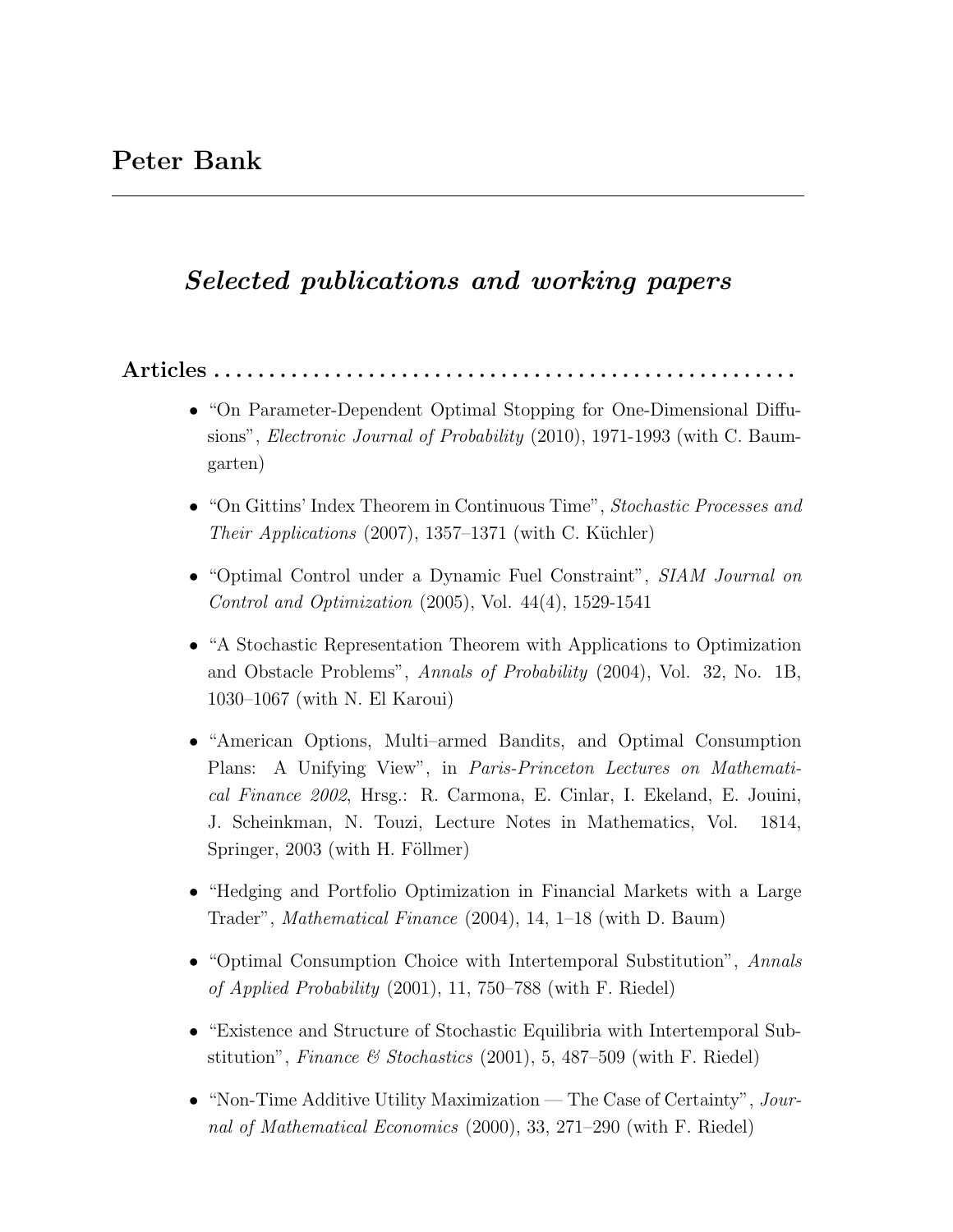# Peter Bank

## *Selected publications and working papers*

### Articles

- "On Parameter-Dependent Optimal Stopping for One-Dimensional Diffusions", *Electronic Journal of Probability* (2010), 1971-1993 (with C. Baumgarten)
- "On Gittins' Index Theorem in Continuous Time", *Stochastic Processes and Their Applications* (2007), 1357–1371 (with C. Küchler)
- "Optimal Control under a Dynamic Fuel Constraint", *SIAM Journal on Control and Optimization* (2005), Vol. 44(4), 1529-1541
- "A Stochastic Representation Theorem with Applications to Optimization and Obstacle Problems", *Annals of Probability* (2004), Vol. 32, No. 1B, 1030–1067 (with N. El Karoui)
- "American Options, Multi–armed Bandits, and Optimal Consumption Plans: A Unifying View", in *Paris-Princeton Lectures on Mathematical Finance 2002*, Hrsg.: R. Carmona, E. Cinlar, I. Ekeland, E. Jouini, J. Scheinkman, N. Touzi, Lecture Notes in Mathematics, Vol. 1814, Springer, 2003 (with H. Föllmer)
- "Hedging and Portfolio Optimization in Financial Markets with a Large Trader", *Mathematical Finance* (2004), 14, 1–18 (with D. Baum)
- "Optimal Consumption Choice with Intertemporal Substitution", *Annals of Applied Probability* (2001), 11, 750–788 (with F. Riedel)
- "Existence and Structure of Stochastic Equilibria with Intertemporal Substitution", *Finance & Stochastics* (2001), 5, 487–509 (with F. Riedel)
- "Non-Time Additive Utility Maximization — The Case of Certainty", *Journal of Mathematical Economics* (2000), 33, 271–290 (with F. Riedel)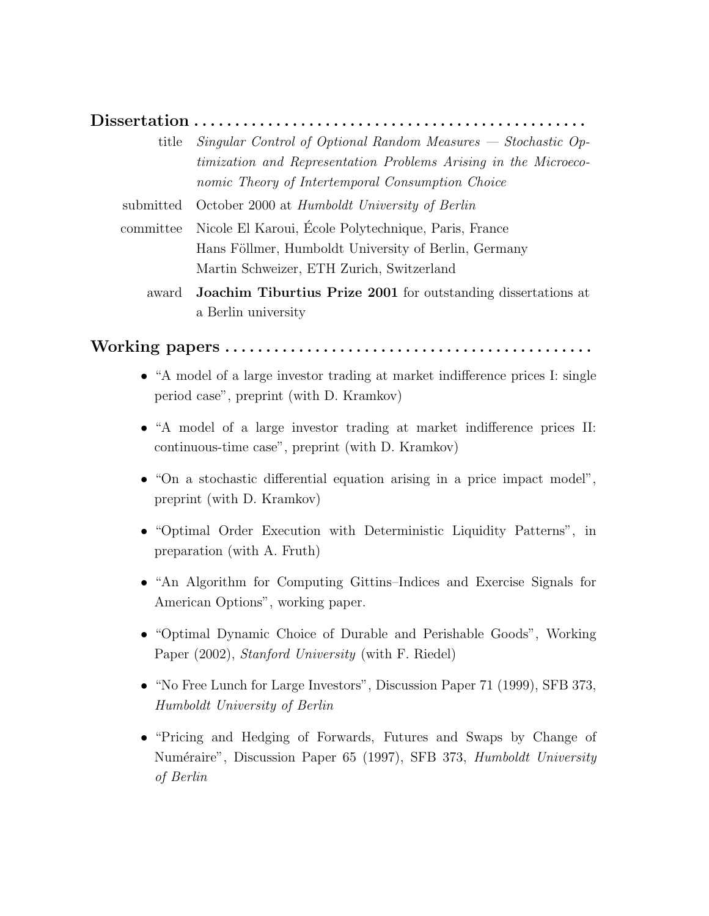## Dissertation

title
: *Singular Control of Optional Random Measures — Stochastic Optimization and Representation Problems Arising in the Microeconomic Theory of Intertemporal Consumption Choice*

submitted
: October 2000 at *Humboldt University of Berlin*

committee
: Nicole El Karoui, École Polytechnique, Paris, France
: Hans Föllmer, Humboldt University of Berlin, Germany
: Martin Schweizer, ETH Zurich, Switzerland

award
: **Joachim Tiburtius Prize 2001** for outstanding dissertations at a Berlin university

## Working papers

- "A model of a large investor trading at market indifference prices I: single period case", preprint (with D. Kramkov)
- "A model of a large investor trading at market indifference prices II: continuous-time case", preprint (with D. Kramkov)
- "On a stochastic differential equation arising in a price impact model", preprint (with D. Kramkov)
- "Optimal Order Execution with Deterministic Liquidity Patterns", in preparation (with A. Fruth)
- "An Algorithm for Computing Gittins–Indices and Exercise Signals for American Options", working paper.
- "Optimal Dynamic Choice of Durable and Perishable Goods", Working Paper (2002), *Stanford University* (with F. Riedel)
- "No Free Lunch for Large Investors", Discussion Paper 71 (1999), SFB 373, *Humboldt University of Berlin*
- "Pricing and Hedging of Forwards, Futures and Swaps by Change of Numéraire", Discussion Paper 65 (1997), SFB 373, *Humboldt University of Berlin*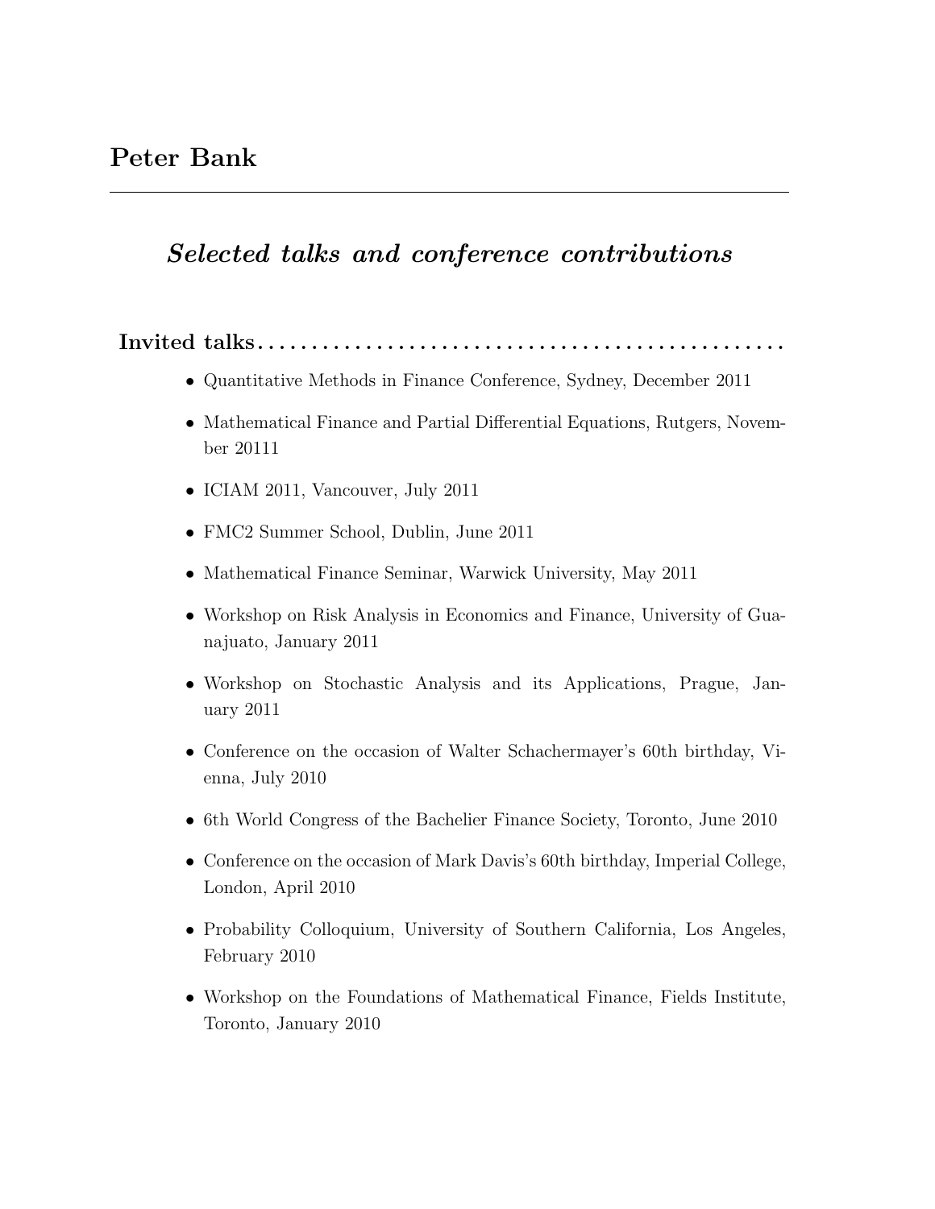# Peter Bank

---

## *Selected talks and conference contributions*

### Invited talks

- Quantitative Methods in Finance Conference, Sydney, December 2011
- Mathematical Finance and Partial Differential Equations, Rutgers, November 20111
- ICIAM 2011, Vancouver, July 2011
- FMC2 Summer School, Dublin, June 2011
- Mathematical Finance Seminar, Warwick University, May 2011
- Workshop on Risk Analysis in Economics and Finance, University of Guanajuato, January 2011
- Workshop on Stochastic Analysis and its Applications, Prague, January 2011
- Conference on the occasion of Walter Schachermayer's 60th birthday, Vienna, July 2010
- 6th World Congress of the Bachelier Finance Society, Toronto, June 2010
- Conference on the occasion of Mark Davis's 60th birthday, Imperial College, London, April 2010
- Probability Colloquium, University of Southern California, Los Angeles, February 2010
- Workshop on the Foundations of Mathematical Finance, Fields Institute, Toronto, January 2010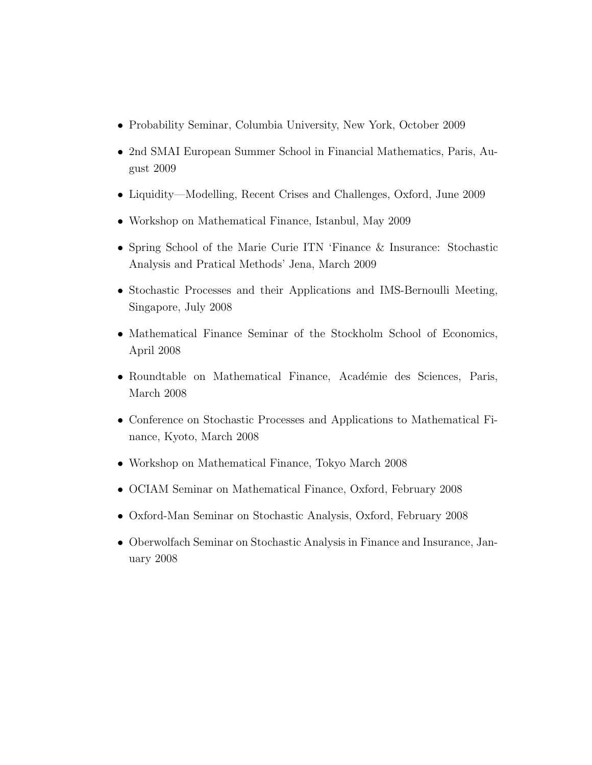- Probability Seminar, Columbia University, New York, October 2009
- 2nd SMAI European Summer School in Financial Mathematics, Paris, August 2009
- Liquidity—Modelling, Recent Crises and Challenges, Oxford, June 2009
- Workshop on Mathematical Finance, Istanbul, May 2009
- Spring School of the Marie Curie ITN 'Finance & Insurance: Stochastic Analysis and Pratical Methods' Jena, March 2009
- Stochastic Processes and their Applications and IMS-Bernoulli Meeting, Singapore, July 2008
- Mathematical Finance Seminar of the Stockholm School of Economics, April 2008
- Roundtable on Mathematical Finance, Académie des Sciences, Paris, March 2008
- Conference on Stochastic Processes and Applications to Mathematical Finance, Kyoto, March 2008
- Workshop on Mathematical Finance, Tokyo March 2008
- OCIAM Seminar on Mathematical Finance, Oxford, February 2008
- Oxford-Man Seminar on Stochastic Analysis, Oxford, February 2008
- Oberwolfach Seminar on Stochastic Analysis in Finance and Insurance, January 2008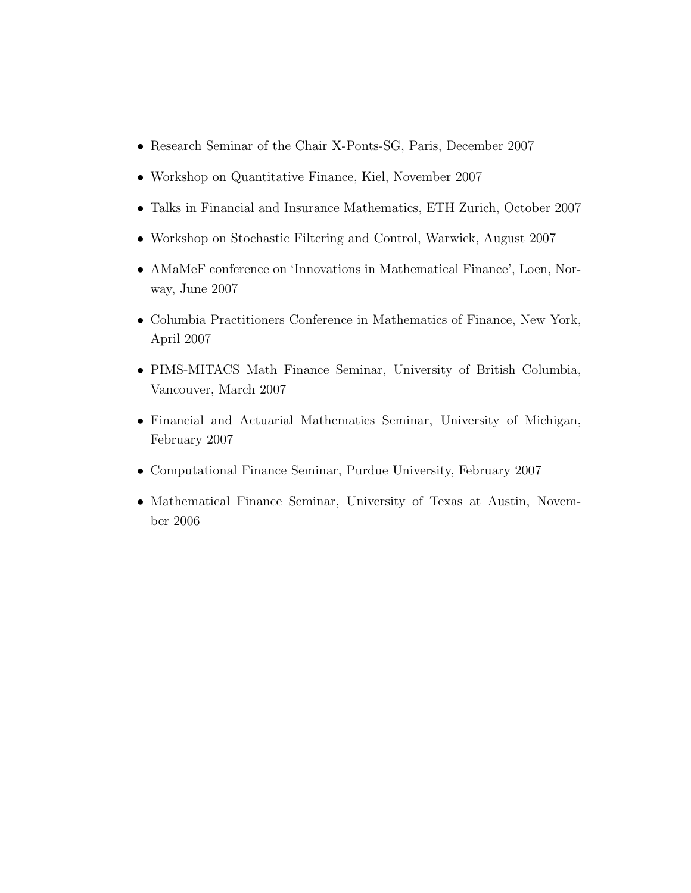- Research Seminar of the Chair X-Ponts-SG, Paris, December 2007
- Workshop on Quantitative Finance, Kiel, November 2007
- Talks in Financial and Insurance Mathematics, ETH Zurich, October 2007
- Workshop on Stochastic Filtering and Control, Warwick, August 2007
- AMaMeF conference on 'Innovations in Mathematical Finance', Loen, Norway, June 2007
- Columbia Practitioners Conference in Mathematics of Finance, New York, April 2007
- PIMS-MITACS Math Finance Seminar, University of British Columbia, Vancouver, March 2007
- Financial and Actuarial Mathematics Seminar, University of Michigan, February 2007
- Computational Finance Seminar, Purdue University, February 2007
- Mathematical Finance Seminar, University of Texas at Austin, November 2006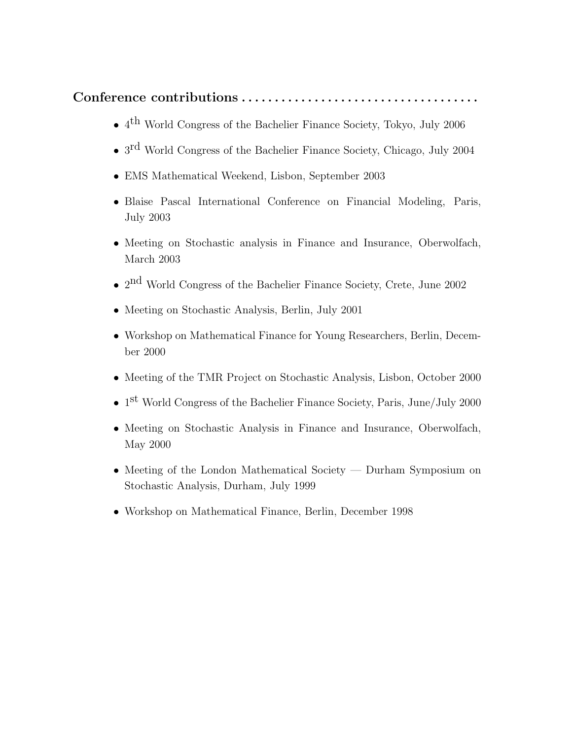## Conference contributions

- 4th World Congress of the Bachelier Finance Society, Tokyo, July 2006
- 3rd World Congress of the Bachelier Finance Society, Chicago, July 2004
- EMS Mathematical Weekend, Lisbon, September 2003
- Blaise Pascal International Conference on Financial Modeling, Paris, July 2003
- Meeting on Stochastic analysis in Finance and Insurance, Oberwolfach, March 2003
- 2nd World Congress of the Bachelier Finance Society, Crete, June 2002
- Meeting on Stochastic Analysis, Berlin, July 2001
- Workshop on Mathematical Finance for Young Researchers, Berlin, December 2000
- Meeting of the TMR Project on Stochastic Analysis, Lisbon, October 2000
- 1st World Congress of the Bachelier Finance Society, Paris, June/July 2000
- Meeting on Stochastic Analysis in Finance and Insurance, Oberwolfach, May 2000
- Meeting of the London Mathematical Society — Durham Symposium on Stochastic Analysis, Durham, July 1999
- Workshop on Mathematical Finance, Berlin, December 1998